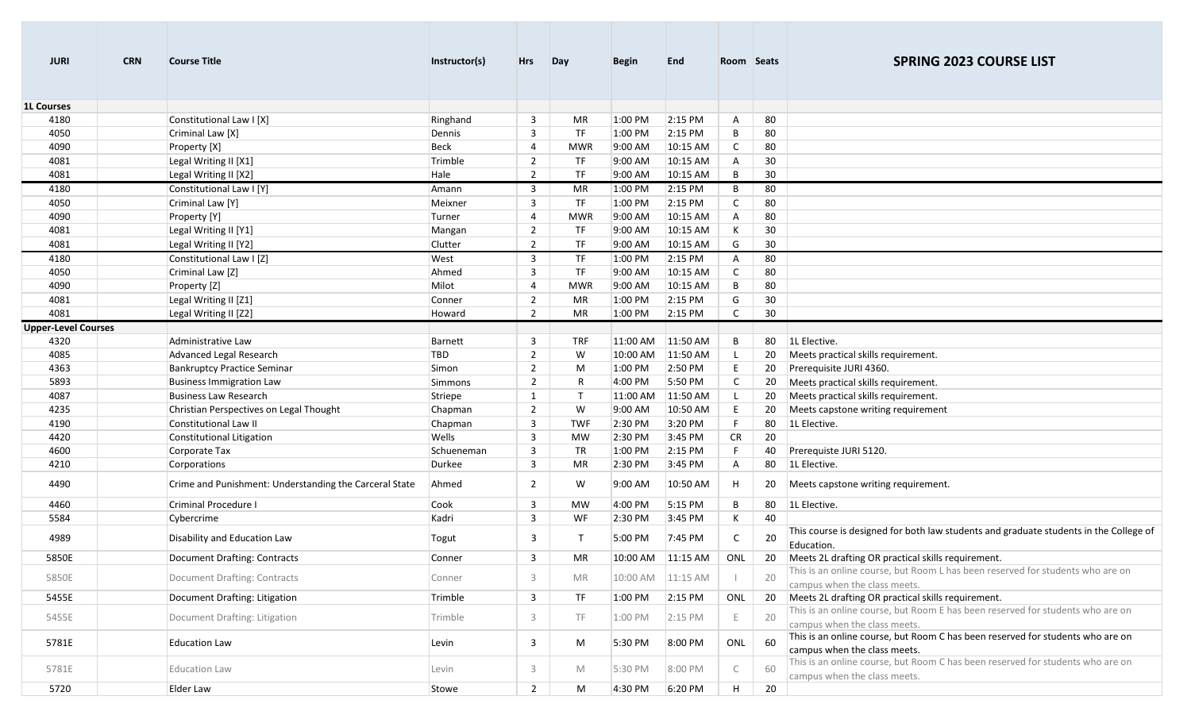## SPRING 2023 COURSE LIST

| JURI | CRN | Course Title | Instructor(s) | Hrs | Day | Begin | End | Room | Seats | |
|---|---|---|---|---|---|---|---|---|---|---|
| **1L Courses** | | | | | | | | | | |
| 4180 | | Constitutional Law I [X] | Ringhand | 3 | MR | 1:00 PM | 2:15 PM | A | 80 | |
| 4050 | | Criminal Law [X] | Dennis | 3 | TF | 1:00 PM | 2:15 PM | B | 80 | |
| 4090 | | Property [X] | Beck | 4 | MWR | 9:00 AM | 10:15 AM | C | 80 | |
| 4081 | | Legal Writing II [X1] | Trimble | 2 | TF | 9:00 AM | 10:15 AM | A | 30 | |
| 4081 | | Legal Writing II [X2] | Hale | 2 | TF | 9:00 AM | 10:15 AM | B | 30 | |
| 4180 | | Constitutional Law I [Y] | Amann | 3 | MR | 1:00 PM | 2:15 PM | B | 80 | |
| 4050 | | Criminal Law [Y] | Meixner | 3 | TF | 1:00 PM | 2:15 PM | C | 80 | |
| 4090 | | Property [Y] | Turner | 4 | MWR | 9:00 AM | 10:15 AM | A | 80 | |
| 4081 | | Legal Writing II [Y1] | Mangan | 2 | TF | 9:00 AM | 10:15 AM | K | 30 | |
| 4081 | | Legal Writing II [Y2] | Clutter | 2 | TF | 9:00 AM | 10:15 AM | G | 30 | |
| 4180 | | Constitutional Law I [Z] | West | 3 | TF | 1:00 PM | 2:15 PM | A | 80 | |
| 4050 | | Criminal Law [Z] | Ahmed | 3 | TF | 9:00 AM | 10:15 AM | C | 80 | |
| 4090 | | Property [Z] | Milot | 4 | MWR | 9:00 AM | 10:15 AM | B | 80 | |
| 4081 | | Legal Writing II [Z1] | Conner | 2 | MR | 1:00 PM | 2:15 PM | G | 30 | |
| 4081 | | Legal Writing II [Z2] | Howard | 2 | MR | 1:00 PM | 2:15 PM | C | 30 | |
| **Upper-Level Courses** | | | | | | | | | | |
| 4320 | | Administrative Law | Barnett | 3 | TRF | 11:00 AM | 11:50 AM | B | 80 | 1L Elective. |
| 4085 | | Advanced Legal Research | TBD | 2 | W | 10:00 AM | 11:50 AM | L | 20 | Meets practical skills requirement. |
| 4363 | | Bankruptcy Practice Seminar | Simon | 2 | M | 1:00 PM | 2:50 PM | E | 20 | Prerequisite JURI 4360. |
| 5893 | | Business Immigration Law | Simmons | 2 | R | 4:00 PM | 5:50 PM | C | 20 | Meets practical skills requirement. |
| 4087 | | Business Law Research | Striepe | 1 | T | 11:00 AM | 11:50 AM | L | 20 | Meets practical skills requirement. |
| 4235 | | Christian Perspectives on Legal Thought | Chapman | 2 | W | 9:00 AM | 10:50 AM | E | 20 | Meets capstone writing requirement |
| 4190 | | Constitutional Law II | Chapman | 3 | TWF | 2:30 PM | 3:20 PM | F | 80 | 1L Elective. |
| 4420 | | Constitutional Litigation | Wells | 3 | MW | 2:30 PM | 3:45 PM | CR | 20 | |
| 4600 | | Corporate Tax | Schueneman | 3 | TR | 1:00 PM | 2:15 PM | F | 40 | Prerequiste JURI 5120. |
| 4210 | | Corporations | Durkee | 3 | MR | 2:30 PM | 3:45 PM | A | 80 | 1L Elective. |
| 4490 | | Crime and Punishment: Understanding the Carceral State | Ahmed | 2 | W | 9:00 AM | 10:50 AM | H | 20 | Meets capstone writing requirement. |
| 4460 | | Criminal Procedure I | Cook | 3 | MW | 4:00 PM | 5:15 PM | B | 80 | 1L Elective. |
| 5584 | | Cybercrime | Kadri | 3 | WF | 2:30 PM | 3:45 PM | K | 40 | |
| 4989 | | Disability and Education Law | Togut | 3 | T | 5:00 PM | 7:45 PM | C | 20 | This course is designed for both law students and graduate students in the College of Education. |
| 5850E | | Document Drafting: Contracts | Conner | 3 | MR | 10:00 AM | 11:15 AM | ONL | 20 | Meets 2L drafting OR practical skills requirement. |
| 5850E | | Document Drafting: Contracts | Conner | 3 | MR | 10:00 AM | 11:15 AM | I | 20 | This is an online course, but Room L has been reserved for students who are on campus when the class meets. |
| 5455E | | Document Drafting: Litigation | Trimble | 3 | TF | 1:00 PM | 2:15 PM | ONL | 20 | Meets 2L drafting OR practical skills requirement. |
| 5455E | | Document Drafting: Litigation | Trimble | 3 | TF | 1:00 PM | 2:15 PM | E | 20 | This is an online course, but Room E has been reserved for students who are on campus when the class meets. |
| 5781E | | Education Law | Levin | 3 | M | 5:30 PM | 8:00 PM | ONL | 60 | This is an online course, but Room C has been reserved for students who are on campus when the class meets. |
| 5781E | | Education Law | Levin | 3 | M | 5:30 PM | 8:00 PM | C | 60 | This is an online course, but Room C has been reserved for students who are on campus when the class meets. |
| 5720 | | Elder Law | Stowe | 2 | M | 4:30 PM | 6:20 PM | H | 20 | |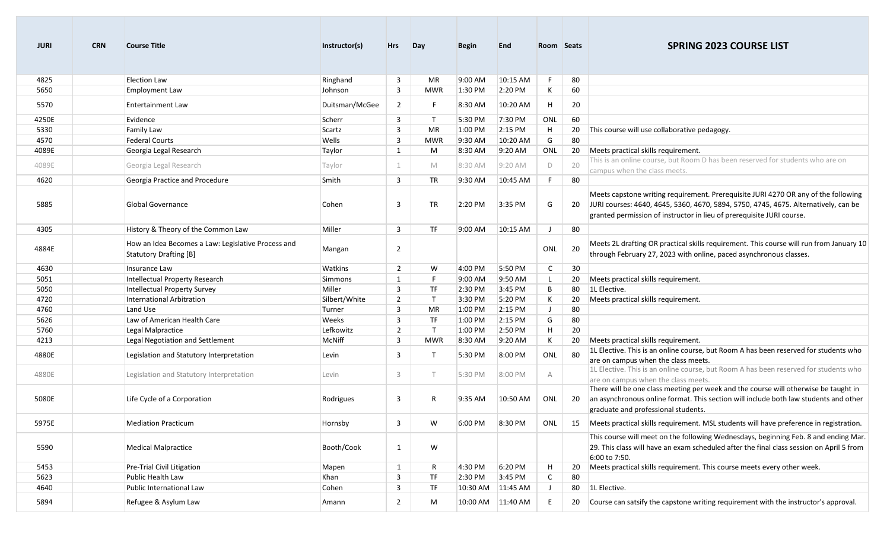| JURI | CRN | Course Title | Instructor(s) | Hrs | Day | Begin | End | Room | Seats | SPRING 2023 COURSE LIST |
|---|---|---|---|---|---|---|---|---|---|---|
| 4825 | | Election Law | Ringhand | 3 | MR | 9:00 AM | 10:15 AM | F | 80 | |
| 5650 | | Employment Law | Johnson | 3 | MWR | 1:30 PM | 2:20 PM | K | 60 | |
| 5570 | | Entertainment Law | Duitsman/McGee | 2 | F | 8:30 AM | 10:20 AM | H | 20 | |
| 4250E | | Evidence | Scherr | 3 | T | 5:30 PM | 7:30 PM | ONL | 60 | |
| 5330 | | Family Law | Scartz | 3 | MR | 1:00 PM | 2:15 PM | H | 20 | This course will use collaborative pedagogy. |
| 4570 | | Federal Courts | Wells | 3 | MWR | 9:30 AM | 10:20 AM | G | 80 | |
| 4089E | | Georgia Legal Research | Taylor | 1 | M | 8:30 AM | 9:20 AM | ONL | 20 | Meets practical skills requirement. |
| 4089E | | Georgia Legal Research | Taylor | 1 | M | 8:30 AM | 9:20 AM | D | 20 | This is an online course, but Room D has been reserved for students who are on campus when the class meets. |
| 4620 | | Georgia Practice and Procedure | Smith | 3 | TR | 9:30 AM | 10:45 AM | F | 80 | |
| 5885 | | Global Governance | Cohen | 3 | TR | 2:20 PM | 3:35 PM | G | 20 | Meets capstone writing requirement. Prerequisite JURI 4270 OR any of the following JURI courses: 4640, 4645, 5360, 4670, 5894, 5750, 4745, 4675. Alternatively, can be granted permission of instructor in lieu of prerequisite JURI course. |
| 4305 | | History & Theory of the Common Law | Miller | 3 | TF | 9:00 AM | 10:15 AM | J | 80 | |
| 4884E | | How an Idea Becomes a Law: Legislative Process and Statutory Drafting [B] | Mangan | 2 | | | | ONL | 20 | Meets 2L drafting OR practical skills requirement. This course will run from January 10 through February 27, 2023 with online, paced asynchronous classes. |
| 4630 | | Insurance Law | Watkins | 2 | W | 4:00 PM | 5:50 PM | C | 30 | |
| 5051 | | Intellectual Property Research | Simmons | 1 | F | 9:00 AM | 9:50 AM | L | 20 | Meets practical skills requirement. |
| 5050 | | Intellectual Property Survey | Miller | 3 | TF | 2:30 PM | 3:45 PM | B | 80 | 1L Elective. |
| 4720 | | International Arbitration | Silbert/White | 2 | T | 3:30 PM | 5:20 PM | K | 20 | Meets practical skills requirement. |
| 4760 | | Land Use | Turner | 3 | MR | 1:00 PM | 2:15 PM | J | 80 | |
| 5626 | | Law of American Health Care | Weeks | 3 | TF | 1:00 PM | 2:15 PM | G | 80 | |
| 5760 | | Legal Malpractice | Lefkowitz | 2 | T | 1:00 PM | 2:50 PM | H | 20 | |
| 4213 | | Legal Negotiation and Settlement | McNiff | 3 | MWR | 8:30 AM | 9:20 AM | K | 20 | Meets practical skills requirement. |
| 4880E | | Legislation and Statutory Interpretation | Levin | 3 | T | 5:30 PM | 8:00 PM | ONL | 80 | 1L Elective. This is an online course, but Room A has been reserved for students who are on campus when the class meets. |
| 4880E | | Legislation and Statutory Interpretation | Levin | 3 | T | 5:30 PM | 8:00 PM | A | | 1L Elective. This is an online course, but Room A has been reserved for students who are on campus when the class meets. |
| 5080E | | Life Cycle of a Corporation | Rodrigues | 3 | R | 9:35 AM | 10:50 AM | ONL | 20 | There will be one class meeting per week and the course will otherwise be taught in an asynchronous online format. This section will include both law students and other graduate and professional students. |
| 5975E | | Mediation Practicum | Hornsby | 3 | W | 6:00 PM | 8:30 PM | ONL | 15 | Meets practical skills requirement. MSL students will have preference in registration. |
| 5590 | | Medical Malpractice | Booth/Cook | 1 | W | | | | | This course will meet on the following Wednesdays, beginning Feb. 8 and ending Mar. 29. This class will have an exam scheduled after the final class session on April 5 from 6:00 to 7:50. |
| 5453 | | Pre-Trial Civil Litigation | Mapen | 1 | R | 4:30 PM | 6:20 PM | H | 20 | Meets practical skills requirement. This course meets every other week. |
| 5623 | | Public Health Law | Khan | 3 | TF | 2:30 PM | 3:45 PM | C | 80 | |
| 4640 | | Public International Law | Cohen | 3 | TF | 10:30 AM | 11:45 AM | J | 80 | 1L Elective. |
| 5894 | | Refugee & Asylum Law | Amann | 2 | M | 10:00 AM | 11:40 AM | E | 20 | Course can satsify the capstone writing requirement with the instructor's approval. |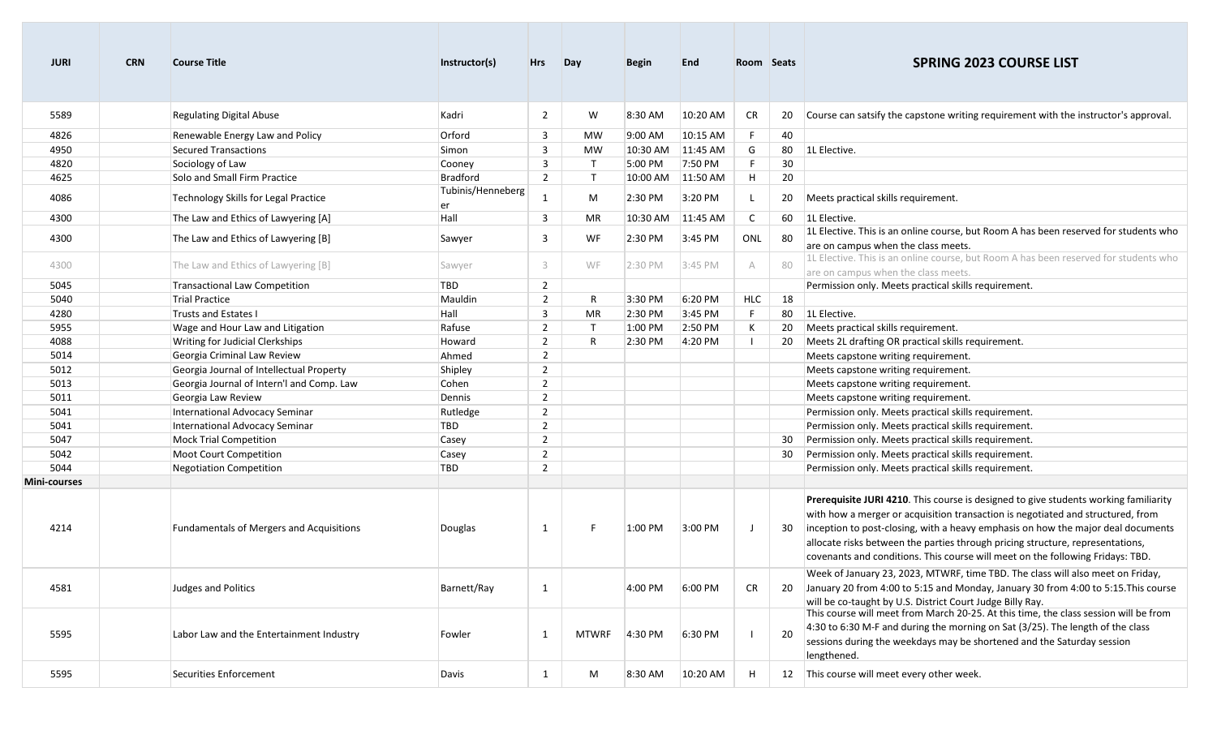| JURI | CRN | Course Title | Instructor(s) | Hrs | Day | Begin | End | Room | Seats | SPRING 2023 COURSE LIST |
|---|---|---|---|---|---|---|---|---|---|---|
| 5589 | | Regulating Digital Abuse | Kadri | 2 | W | 8:30 AM | 10:20 AM | CR | 20 | Course can satsify the capstone writing requirement with the instructor's approval. |
| 4826 | | Renewable Energy Law and Policy | Orford | 3 | MW | 9:00 AM | 10:15 AM | F | 40 | |
| 4950 | | Secured Transactions | Simon | 3 | MW | 10:30 AM | 11:45 AM | G | 80 | 1L Elective. |
| 4820 | | Sociology of Law | Cooney | 3 | T | 5:00 PM | 7:50 PM | F | 30 | |
| 4625 | | Solo and Small Firm Practice | Bradford | 2 | T | 10:00 AM | 11:50 AM | H | 20 | |
| 4086 | | Technology Skills for Legal Practice | Tubinis/Henneberger | 1 | M | 2:30 PM | 3:20 PM | L | 20 | Meets practical skills requirement. |
| 4300 | | The Law and Ethics of Lawyering [A] | Hall | 3 | MR | 10:30 AM | 11:45 AM | C | 60 | 1L Elective. |
| 4300 | | The Law and Ethics of Lawyering [B] | Sawyer | 3 | WF | 2:30 PM | 3:45 PM | ONL | 80 | 1L Elective. This is an online course, but Room A has been reserved for students who are on campus when the class meets. |
| 4300 | | The Law and Ethics of Lawyering [B] | Sawyer | 3 | WF | 2:30 PM | 3:45 PM | A | 80 | 1L Elective. This is an online course, but Room A has been reserved for students who are on campus when the class meets. |
| 5045 | | Transactional Law Competition | TBD | 2 | | | | | | Permission only. Meets practical skills requirement. |
| 5040 | | Trial Practice | Mauldin | 2 | R | 3:30 PM | 6:20 PM | HLC | 18 | |
| 4280 | | Trusts and Estates I | Hall | 3 | MR | 2:30 PM | 3:45 PM | F | 80 | 1L Elective. |
| 5955 | | Wage and Hour Law and Litigation | Rafuse | 2 | T | 1:00 PM | 2:50 PM | K | 20 | Meets practical skills requirement. |
| 4088 | | Writing for Judicial Clerkships | Howard | 2 | R | 2:30 PM | 4:20 PM | I | 20 | Meets 2L drafting OR practical skills requirement. |
| 5014 | | Georgia Criminal Law Review | Ahmed | 2 | | | | | | Meets capstone writing requirement. |
| 5012 | | Georgia Journal of Intellectual Property | Shipley | 2 | | | | | | Meets capstone writing requirement. |
| 5013 | | Georgia Journal of Intern'l and Comp. Law | Cohen | 2 | | | | | | Meets capstone writing requirement. |
| 5011 | | Georgia Law Review | Dennis | 2 | | | | | | Meets capstone writing requirement. |
| 5041 | | International Advocacy Seminar | Rutledge | 2 | | | | | | Permission only. Meets practical skills requirement. |
| 5041 | | International Advocacy Seminar | TBD | 2 | | | | | | Permission only. Meets practical skills requirement. |
| 5047 | | Mock Trial Competition | Casey | 2 | | | | | 30 | Permission only. Meets practical skills requirement. |
| 5042 | | Moot Court Competition | Casey | 2 | | | | | 30 | Permission only. Meets practical skills requirement. |
| 5044 | | Negotiation Competition | TBD | 2 | | | | | | Permission only. Meets practical skills requirement. |
| **Mini-courses** | | | | | | | | | | |
| 4214 | | Fundamentals of Mergers and Acquisitions | Douglas | 1 | F | 1:00 PM | 3:00 PM | J | 30 | **Prerequisite JURI 4210**. This course is designed to give students working familiarity with how a merger or acquisition transaction is negotiated and structured, from inception to post-closing, with a heavy emphasis on how the major deal documents allocate risks between the parties through pricing structure, representations, covenants and conditions. This course will meet on the following Fridays: TBD. |
| 4581 | | Judges and Politics | Barnett/Ray | 1 | | 4:00 PM | 6:00 PM | CR | 20 | Week of January 23, 2023, MTWRF, time TBD. The class will also meet on Friday, January 20 from 4:00 to 5:15 and Monday, January 30 from 4:00 to 5:15.This course will be co-taught by U.S. District Court Judge Billy Ray. |
| 5595 | | Labor Law and the Entertainment Industry | Fowler | 1 | MTWRF | 4:30 PM | 6:30 PM | I | 20 | This course will meet from March 20-25. At this time, the class session will be from 4:30 to 6:30 M-F and during the morning on Sat (3/25). The length of the class sessions during the weekdays may be shortened and the Saturday session lengthened. |
| 5595 | | Securities Enforcement | Davis | 1 | M | 8:30 AM | 10:20 AM | H | 12 | This course will meet every other week. |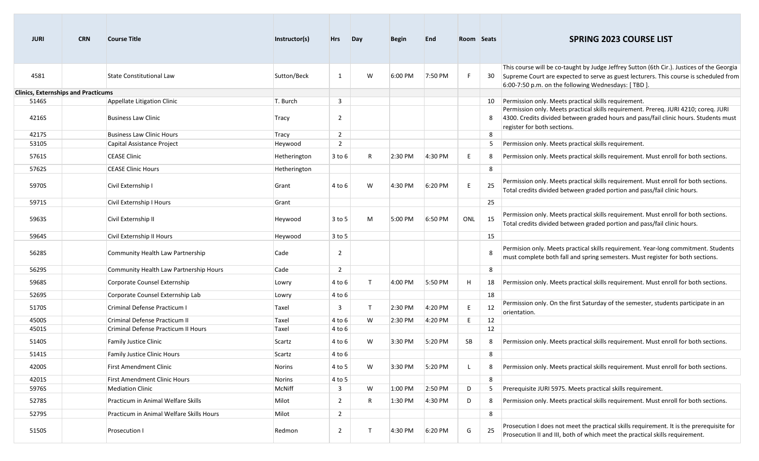| JURI | CRN | Course Title | Instructor(s) | Hrs | Day | Begin | End | Room | Seats | SPRING 2023 COURSE LIST |
|---|---|---|---|---|---|---|---|---|---|---|
| 4581 | | State Constitutional Law | Sutton/Beck | 1 | W | 6:00 PM | 7:50 PM | F | 30 | This course will be co-taught by Judge Jeffrey Sutton (6th Cir.). Justices of the Georgia Supreme Court are expected to serve as guest lecturers. This course is scheduled from 6:00-7:50 p.m. on the following Wednesdays: [ TBD ]. |
| **Clinics, Externships and Practicums** | | | | | | | | | | |
| 5146S | | Appellate Litigation Clinic | T. Burch | 3 | | | | | 10 | Permission only. Meets practical skills requirement. |
| 4216S | | Business Law Clinic | Tracy | 2 | | | | | 8 | Permission only. Meets practical skills requirement. Prereq. JURI 4210; coreq. JURI 4300. Credits divided between graded hours and pass/fail clinic hours. Students must register for both sections. |
| 4217S | | Business Law Clinic Hours | Tracy | 2 | | | | | 8 | |
| 5310S | | Capital Assistance Project | Heywood | 2 | | | | | 5 | Permission only. Meets practical skills requirement. |
| 5761S | | CEASE Clinic | Hetherington | 3 to 6 | R | 2:30 PM | 4:30 PM | E | 8 | Permission only. Meets practical skills requirement. Must enroll for both sections. |
| 5762S | | CEASE Clinic Hours | Hetherington | | | | | | 8 | |
| 5970S | | Civil Externship I | Grant | 4 to 6 | W | 4:30 PM | 6:20 PM | E | 25 | Permission only. Meets practical skills requirement. Must enroll for both sections. Total credits divided between graded portion and pass/fail clinic hours. |
| 5971S | | Civil Externship I Hours | Grant | | | | | | 25 | |
| 5963S | | Civil Externship II | Heywood | 3 to 5 | M | 5:00 PM | 6:50 PM | ONL | 15 | Permission only. Meets practical skills requirement. Must enroll for both sections. Total credits divided between graded portion and pass/fail clinic hours. |
| 5964S | | Civil Externship II Hours | Heywood | 3 to 5 | | | | | 15 | |
| 5628S | | Community Health Law Partnership | Cade | 2 | | | | | 8 | Permision only. Meets practical skills requirement. Year-long commitment. Students must complete both fall and spring semesters. Must register for both sections. |
| 5629S | | Community Health Law Partnership Hours | Cade | 2 | | | | | 8 | |
| 5968S | | Corporate Counsel Externship | Lowry | 4 to 6 | T | 4:00 PM | 5:50 PM | H | 18 | Permission only. Meets practical skills requirement. Must enroll for both sections. |
| 5269S | | Corporate Counsel Externship Lab | Lowry | 4 to 6 | | | | | 18 | |
| 5170S | | Criminal Defense Practicum I | Taxel | 3 | T | 2:30 PM | 4:20 PM | E | 12 | Permission only. On the first Saturday of the semester, students participate in an orientation. |
| 4500S | | Criminal Defense Practicum II | Taxel | 4 to 6 | W | 2:30 PM | 4:20 PM | E | 12 | |
| 4501S | | Criminal Defense Practicum II Hours | Taxel | 4 to 6 | | | | | 12 | |
| 5140S | | Family Justice Clinic | Scartz | 4 to 6 | W | 3:30 PM | 5:20 PM | SB | 8 | Permission only. Meets practical skills requirement. Must enroll for both sections. |
| 5141S | | Family Justice Clinic Hours | Scartz | 4 to 6 | | | | | 8 | |
| 4200S | | First Amendment Clinic | Norins | 4 to 5 | W | 3:30 PM | 5:20 PM | L | 8 | Permission only. Meets practical skills requirement. Must enroll for both sections. |
| 4201S | | First Amendment Clinic Hours | Norins | 4 to 5 | | | | | 8 | |
| 5976S | | Mediation Clinic | McNiff | 3 | W | 1:00 PM | 2:50 PM | D | 5 | Prerequisite JURI 5975. Meets practical skills requirement. |
| 5278S | | Practicum in Animal Welfare Skills | Milot | 2 | R | 1:30 PM | 4:30 PM | D | 8 | Permission only. Meets practical skills requirement. Must enroll for both sections. |
| 5279S | | Practicum in Animal Welfare Skills Hours | Milot | 2 | | | | | 8 | |
| 5150S | | Prosecution I | Redmon | 2 | T | 4:30 PM | 6:20 PM | G | 25 | Prosecution I does not meet the practical skills requirement. It is the prerequisite for Prosecution II and III, both of which meet the practical skills requirement. |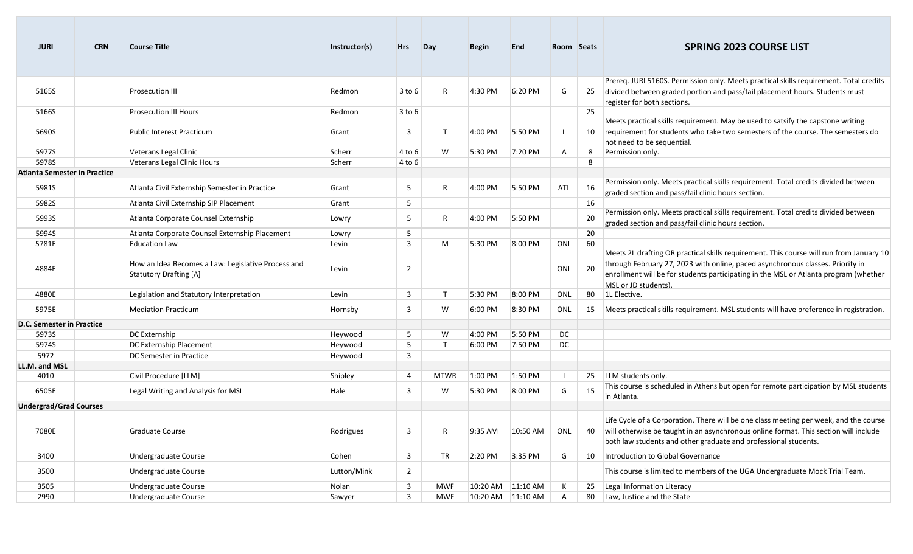| JURI | CRN | Course Title | Instructor(s) | Hrs | Day | Begin | End | Room | Seats | SPRING 2023 COURSE LIST |
|---|---|---|---|---|---|---|---|---|---|---|
| 5165S | | Prosecution III | Redmon | 3 to 6 | R | 4:30 PM | 6:20 PM | G | 25 | Prereq. JURI 5160S. Permission only. Meets practical skills requirement. Total credits divided between graded portion and pass/fail placement hours. Students must register for both sections. |
| 5166S | | Prosecution III Hours | Redmon | 3 to 6 | | | | | 25 | |
| 5690S | | Public Interest Practicum | Grant | 3 | T | 4:00 PM | 5:50 PM | L | 10 | Meets practical skills requirement. May be used to satsify the capstone writing requirement for students who take two semesters of the course. The semesters do not need to be sequential. |
| 5977S | | Veterans Legal Clinic | Scherr | 4 to 6 | W | 5:30 PM | 7:20 PM | A | 8 | Permission only. |
| 5978S | | Veterans Legal Clinic Hours | Scherr | 4 to 6 | | | | | 8 | |
| **Atlanta Semester in Practice** | | | | | | | | | | |
| 5981S | | Atlanta Civil Externship Semester in Practice | Grant | 5 | R | 4:00 PM | 5:50 PM | ATL | 16 | Permission only. Meets practical skills requirement. Total credits divided between graded section and pass/fail clinic hours section. |
| 5982S | | Atlanta Civil Externship SIP Placement | Grant | 5 | | | | | 16 | |
| 5993S | | Atlanta Corporate Counsel Externship | Lowry | 5 | R | 4:00 PM | 5:50 PM | | 20 | Permission only. Meets practical skills requirement. Total credits divided between graded section and pass/fail clinic hours section. |
| 5994S | | Atlanta Corporate Counsel Externship Placement | Lowry | 5 | | | | | 20 | |
| 5781E | | Education Law | Levin | 3 | M | 5:30 PM | 8:00 PM | ONL | 60 | |
| 4884E | | How an Idea Becomes a Law: Legislative Process and Statutory Drafting [A] | Levin | 2 | | | | ONL | 20 | Meets 2L drafting OR practical skills requirement. This course will run from January 10 through February 27, 2023 with online, paced asynchronous classes. Priority in enrollment will be for students participating in the MSL or Atlanta program (whether MSL or JD students). |
| 4880E | | Legislation and Statutory Interpretation | Levin | 3 | T | 5:30 PM | 8:00 PM | ONL | 80 | 1L Elective. |
| 5975E | | Mediation Practicum | Hornsby | 3 | W | 6:00 PM | 8:30 PM | ONL | 15 | Meets practical skills requirement. MSL students will have preference in registration. |
| **D.C. Semester in Practice** | | | | | | | | | | |
| 5973S | | DC Externship | Heywood | 5 | W | 4:00 PM | 5:50 PM | DC | | |
| 5974S | | DC Externship Placement | Heywood | 5 | T | 6:00 PM | 7:50 PM | DC | | |
| 5972 | | DC Semester in Practice | Heywood | 3 | | | | | | |
| **LL.M. and MSL** | | | | | | | | | | |
| 4010 | | Civil Procedure [LLM] | Shipley | 4 | MTWR | 1:00 PM | 1:50 PM | I | 25 | LLM students only. |
| 6505E | | Legal Writing and Analysis for MSL | Hale | 3 | W | 5:30 PM | 8:00 PM | G | 15 | This course is scheduled in Athens but open for remote participation by MSL students in Atlanta. |
| **Undergrad/Grad Courses** | | | | | | | | | | |
| 7080E | | Graduate Course | Rodrigues | 3 | R | 9:35 AM | 10:50 AM | ONL | 40 | Life Cycle of a Corporation. There will be one class meeting per week, and the course will otherwise be taught in an asynchronous online format. This section will include both law students and other graduate and professional students. |
| 3400 | | Undergraduate Course | Cohen | 3 | TR | 2:20 PM | 3:35 PM | G | 10 | Introduction to Global Governance |
| 3500 | | Undergraduate Course | Lutton/Mink | 2 | | | | | | This course is limited to members of the UGA Undergraduate Mock Trial Team. |
| 3505 | | Undergraduate Course | Nolan | 3 | MWF | 10:20 AM | 11:10 AM | K | 25 | Legal Information Literacy |
| 2990 | | Undergraduate Course | Sawyer | 3 | MWF | 10:20 AM | 11:10 AM | A | 80 | Law, Justice and the State |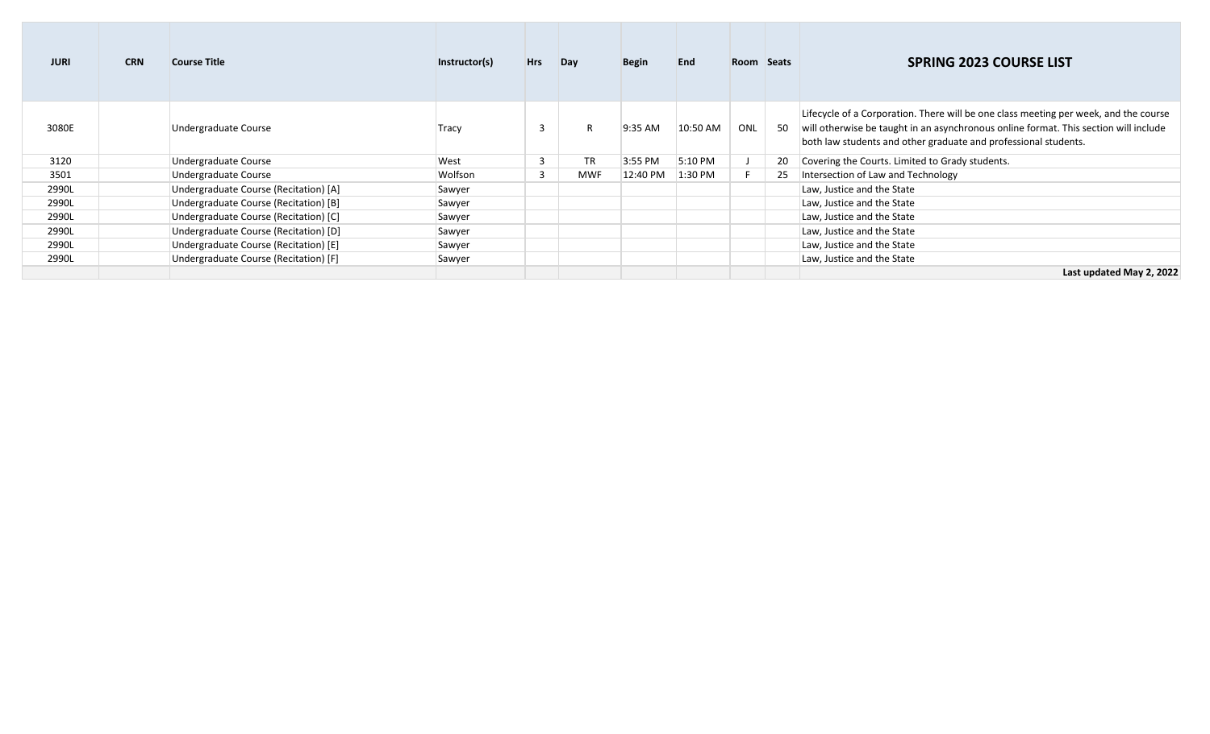| JURI | CRN | Course Title | Instructor(s) | Hrs | Day | Begin | End | Room | Seats | SPRING 2023 COURSE LIST |
|---|---|---|---|---|---|---|---|---|---|---|
| 3080E | | Undergraduate Course | Tracy | 3 | R | 9:35 AM | 10:50 AM | ONL | 50 | Lifecycle of a Corporation. There will be one class meeting per week, and the course will otherwise be taught in an asynchronous online format. This section will include both law students and other graduate and professional students. |
| 3120 | | Undergraduate Course | West | 3 | TR | 3:55 PM | 5:10 PM | J | 20 | Covering the Courts. Limited to Grady students. |
| 3501 | | Undergraduate Course | Wolfson | 3 | MWF | 12:40 PM | 1:30 PM | F | 25 | Intersection of Law and Technology |
| 2990L | | Undergraduate Course (Recitation) [A] | Sawyer | | | | | | | Law, Justice and the State |
| 2990L | | Undergraduate Course (Recitation) [B] | Sawyer | | | | | | | Law, Justice and the State |
| 2990L | | Undergraduate Course (Recitation) [C] | Sawyer | | | | | | | Law, Justice and the State |
| 2990L | | Undergraduate Course (Recitation) [D] | Sawyer | | | | | | | Law, Justice and the State |
| 2990L | | Undergraduate Course (Recitation) [E] | Sawyer | | | | | | | Law, Justice and the State |
| 2990L | | Undergraduate Course (Recitation) [F] | Sawyer | | | | | | | Law, Justice and the State |
| | | | | | | | | | | **Last updated May 2, 2022** |